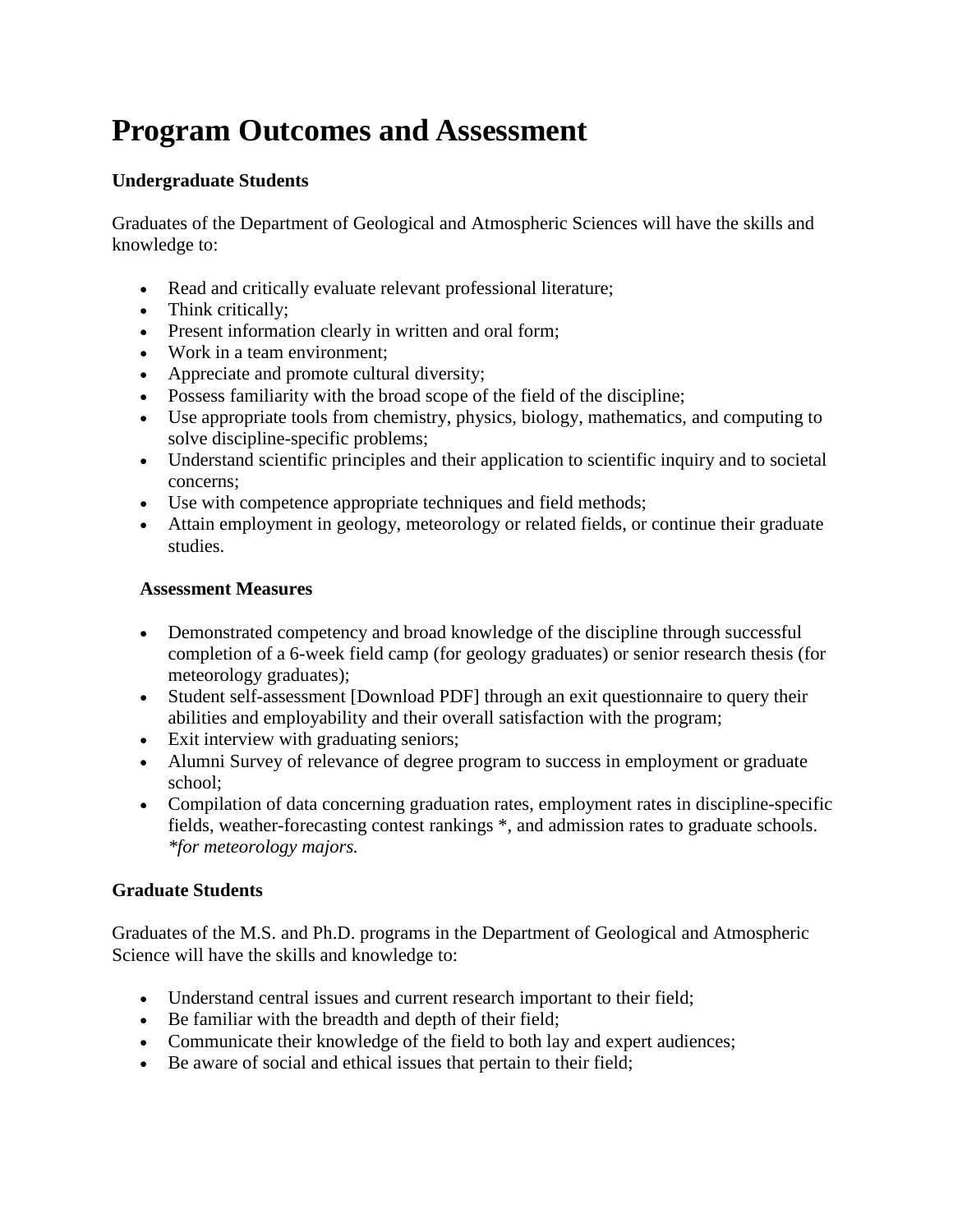# Program Outcomes and Assessment

**Undergraduate Students**

Graduates of the Department of Geological and Atmospheric Sciences will have the skills and knowledge to:

- Read and critically evaluate relevant professional literature;
- Think critically;
- Present information clearly in written and oral form;
- Work in a team environment;
- Appreciate and promote cultural diversity;
- Possess familiarity with the broad scope of the field of the discipline;
- Use appropriate tools from chemistry, physics, biology, mathematics, and computing to solve discipline-specific problems;
- Understand scientific principles and their application to scientific inquiry and to societal concerns;
- Use with competence appropriate techniques and field methods;
- Attain employment in geology, meteorology or related fields, or continue their graduate studies.

**Assessment Measures**

- Demonstrated competency and broad knowledge of the discipline through successful completion of a 6-week field camp (for geology graduates) or senior research thesis (for meteorology graduates);
- Student self-assessment [Download PDF] through an exit questionnaire to query their abilities and employability and their overall satisfaction with the program;
- Exit interview with graduating seniors;
- Alumni Survey of relevance of degree program to success in employment or graduate school;
- Compilation of data concerning graduation rates, employment rates in discipline-specific fields, weather-forecasting contest rankings *, and admission rates to graduate schools. *\*for meteorology majors.*

**Graduate Students**

Graduates of the M.S. and Ph.D. programs in the Department of Geological and Atmospheric Science will have the skills and knowledge to:

- Understand central issues and current research important to their field;
- Be familiar with the breadth and depth of their field;
- Communicate their knowledge of the field to both lay and expert audiences;
- Be aware of social and ethical issues that pertain to their field;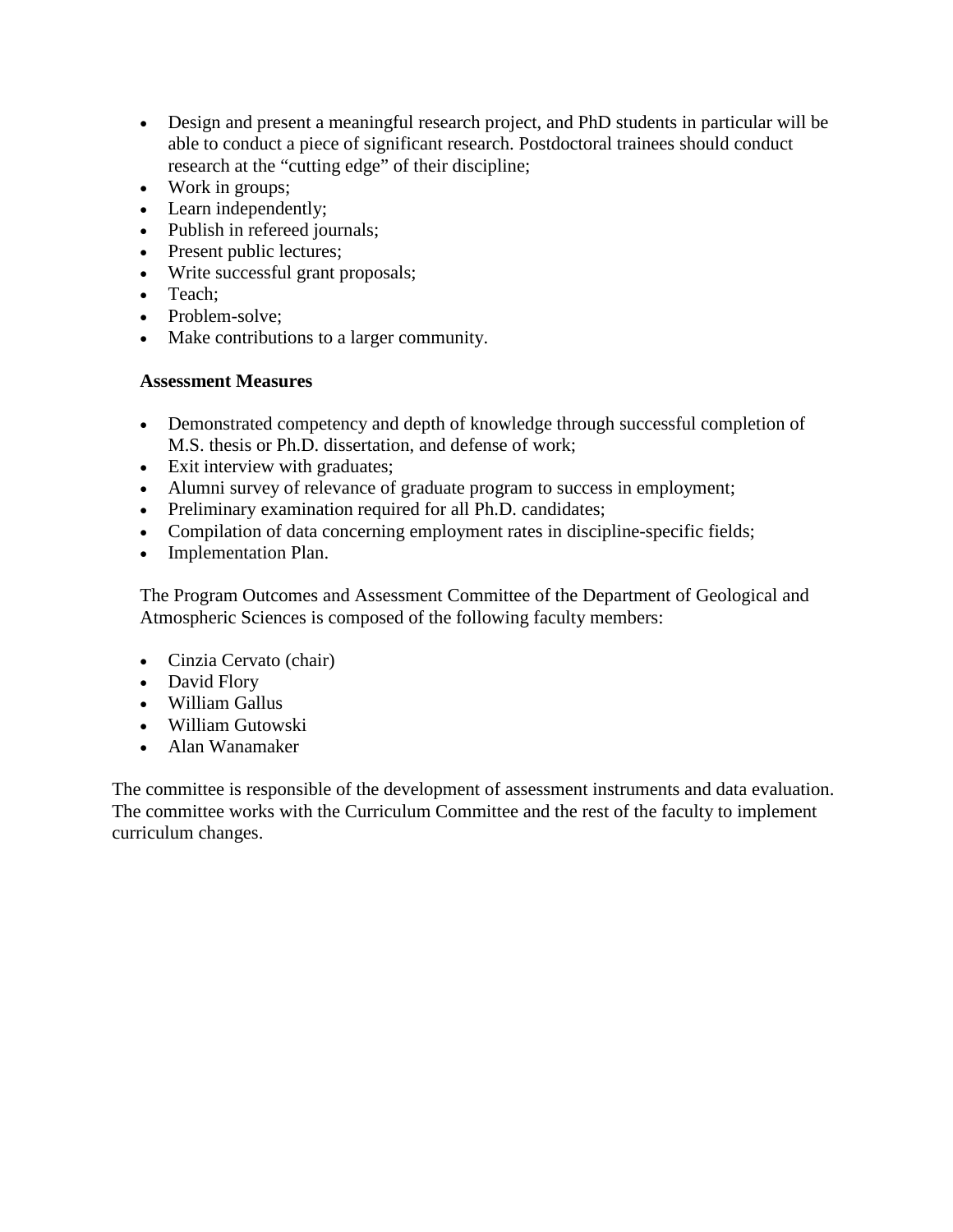- Design and present a meaningful research project, and PhD students in particular will be able to conduct a piece of significant research. Postdoctoral trainees should conduct research at the “cutting edge” of their discipline;
- Work in groups;
- Learn independently;
- Publish in refereed journals;
- Present public lectures;
- Write successful grant proposals;
- Teach;
- Problem-solve;
- Make contributions to a larger community.

**Assessment Measures**

- Demonstrated competency and depth of knowledge through successful completion of M.S. thesis or Ph.D. dissertation, and defense of work;
- Exit interview with graduates;
- Alumni survey of relevance of graduate program to success in employment;
- Preliminary examination required for all Ph.D. candidates;
- Compilation of data concerning employment rates in discipline-specific fields;
- Implementation Plan.

The Program Outcomes and Assessment Committee of the Department of Geological and Atmospheric Sciences is composed of the following faculty members:

- Cinzia Cervato (chair)
- David Flory
- William Gallus
- William Gutowski
- Alan Wanamaker

The committee is responsible of the development of assessment instruments and data evaluation. The committee works with the Curriculum Committee and the rest of the faculty to implement curriculum changes.